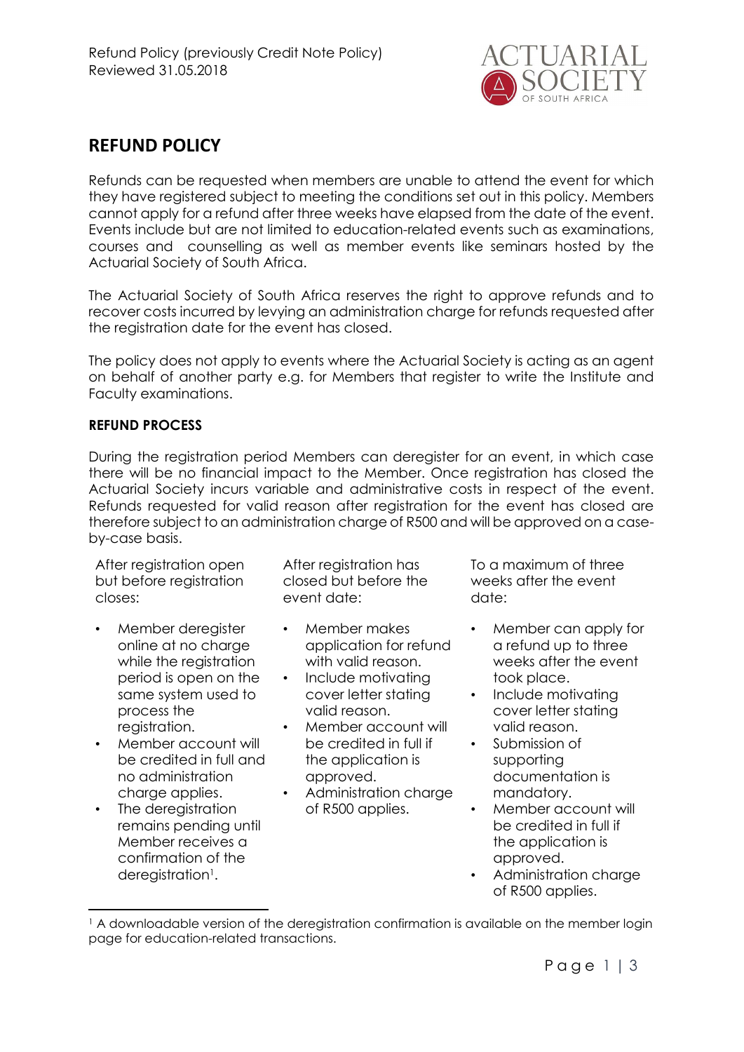Refund Policy (previously Credit Note Policy)
Reviewed 31.05.2018

## REFUND POLICY

Refunds can be requested when members are unable to attend the event for which they have registered subject to meeting the conditions set out in this policy. Members cannot apply for a refund after three weeks have elapsed from the date of the event. Events include but are not limited to education-related events such as examinations, courses and counselling as well as member events like seminars hosted by the Actuarial Society of South Africa.

The Actuarial Society of South Africa reserves the right to approve refunds and to recover costs incurred by levying an administration charge for refunds requested after the registration date for the event has closed.

The policy does not apply to events where the Actuarial Society is acting as an agent on behalf of another party e.g. for Members that register to write the Institute and Faculty examinations.

### REFUND PROCESS

During the registration period Members can deregister for an event, in which case there will be no financial impact to the Member. Once registration has closed the Actuarial Society incurs variable and administrative costs in respect of the event. Refunds requested for valid reason after registration for the event has closed are therefore subject to an administration charge of R500 and will be approved on a case-by-case basis.

**After registration open but before registration closes:**

- Member deregister online at no charge while the registration period is open on the same system used to process the registration.
- Member account will be credited in full and no administration charge applies.
- The deregistration remains pending until Member receives a confirmation of the deregistration[1].

**After registration has closed but before the event date:**

- Member makes application for refund with valid reason.
- Include motivating cover letter stating valid reason.
- Member account will be credited in full if the application is approved.
- Administration charge of R500 applies.

**To a maximum of three weeks after the event date:**

- Member can apply for a refund up to three weeks after the event took place.
- Include motivating cover letter stating valid reason.
- Submission of supporting documentation is mandatory.
- Member account will be credited in full if the application is approved.
- Administration charge of R500 applies.

[1] A downloadable version of the deregistration confirmation is available on the member login page for education-related transactions.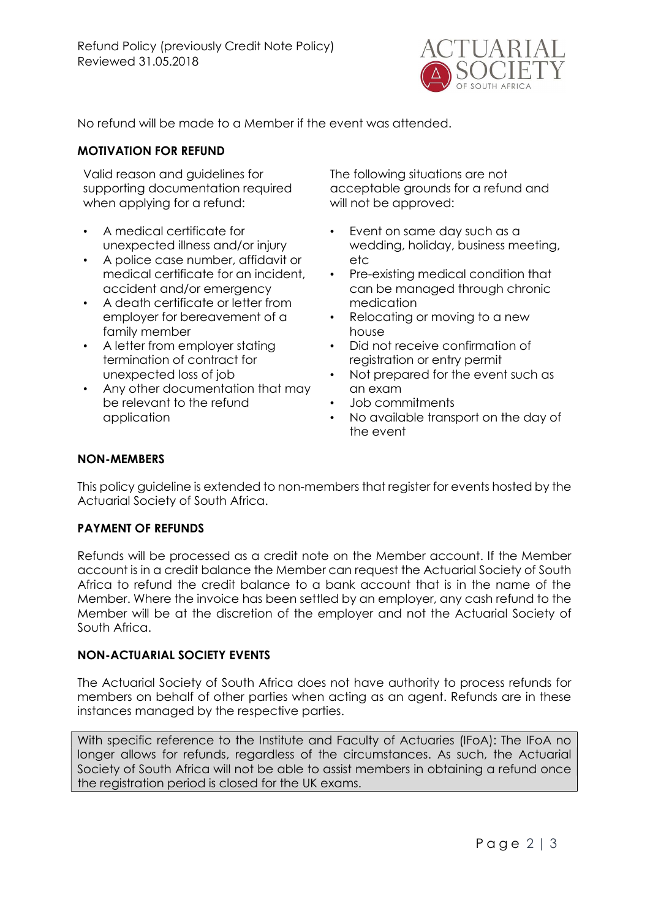No refund will be made to a Member if the event was attended.

**MOTIVATION FOR REFUND**

Valid reason and guidelines for supporting documentation required when applying for a refund:

- A medical certificate for unexpected illness and/or injury
- A police case number, affidavit or medical certificate for an incident, accident and/or emergency
- A death certificate or letter from employer for bereavement of a family member
- A letter from employer stating termination of contract for unexpected loss of job
- Any other documentation that may be relevant to the refund application

The following situations are not acceptable grounds for a refund and will not be approved:

- Event on same day such as a wedding, holiday, business meeting, etc
- Pre-existing medical condition that can be managed through chronic medication
- Relocating or moving to a new house
- Did not receive confirmation of registration or entry permit
- Not prepared for the event such as an exam
- Job commitments
- No available transport on the day of the event

**NON-MEMBERS**

This policy guideline is extended to non-members that register for events hosted by the Actuarial Society of South Africa.

**PAYMENT OF REFUNDS**

Refunds will be processed as a credit note on the Member account. If the Member account is in a credit balance the Member can request the Actuarial Society of South Africa to refund the credit balance to a bank account that is in the name of the Member. Where the invoice has been settled by an employer, any cash refund to the Member will be at the discretion of the employer and not the Actuarial Society of South Africa.

**NON-ACTUARIAL SOCIETY EVENTS**

The Actuarial Society of South Africa does not have authority to process refunds for members on behalf of other parties when acting as an agent. Refunds are in these instances managed by the respective parties.

With specific reference to the Institute and Faculty of Actuaries (IFoA): The IFoA no longer allows for refunds, regardless of the circumstances. As such, the Actuarial Society of South Africa will not be able to assist members in obtaining a refund once the registration period is closed for the UK exams.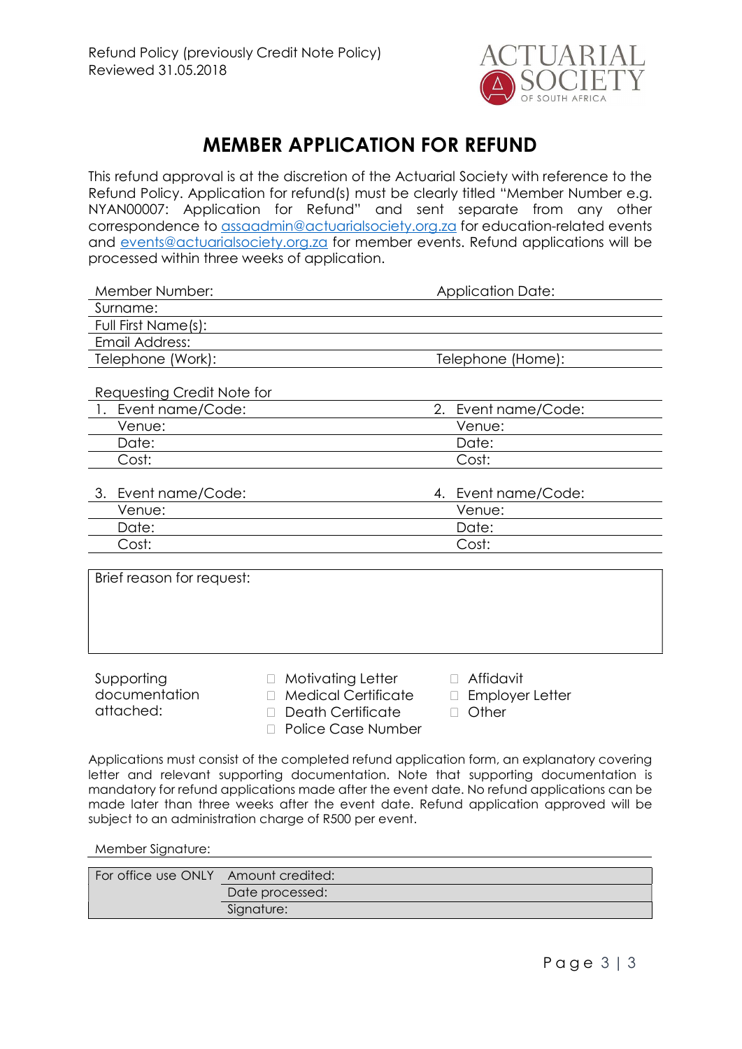Refund Policy (previously Credit Note Policy)
Reviewed 31.05.2018

# MEMBER APPLICATION FOR REFUND

This refund approval is at the discretion of the Actuarial Society with reference to the Refund Policy. Application for refund(s) must be clearly titled "Member Number e.g. NYAN00007: Application for Refund" and sent separate from any other correspondence to assaadmin@actuarialsociety.org.za for education-related events and events@actuarialsociety.org.za for member events. Refund applications will be processed within three weeks of application.

| | |
|---|---|
| Member Number: | Application Date: |
| Surname: | |
| Full First Name(s): | |
| Email Address: | |
| Telephone (Work): | Telephone (Home): |

Requesting Credit Note for

| | |
|---|---|
| 1. Event name/Code: | 2. Event name/Code: |
| Venue: | Venue: |
| Date: | Date: |
| Cost: | Cost: |

| | |
|---|---|
| 3. Event name/Code: | 4. Event name/Code: |
| Venue: | Venue: |
| Date: | Date: |
| Cost: | Cost: |

Brief reason for request:

Supporting documentation attached:

- ☐ Motivating Letter
- ☐ Medical Certificate
- ☐ Death Certificate
- ☐ Police Case Number
- ☐ Affidavit
- ☐ Employer Letter
- ☐ Other

Applications must consist of the completed refund application form, an explanatory covering letter and relevant supporting documentation. Note that supporting documentation is mandatory for refund applications made after the event date. No refund applications can be made later than three weeks after the event date. Refund application approved will be subject to an administration charge of R500 per event.

Member Signature:

| | |
|---|---|
| For office use ONLY | Amount credited: |
| | Date processed: |
| | Signature: |